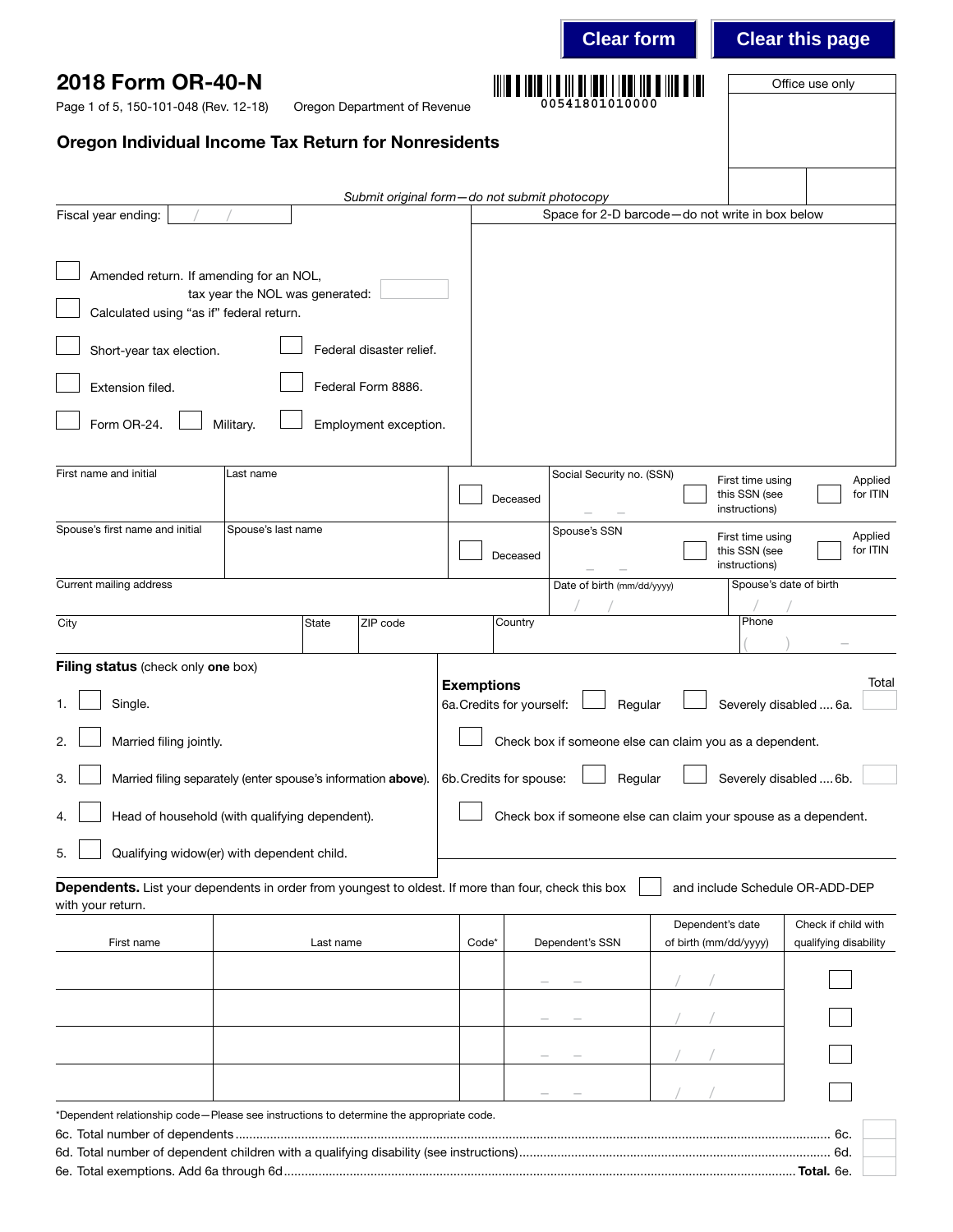Clear form | Clear this page

# 2018 Form OR-40-N

Page 1 of 5, 150-101-048 (Rev. 12-18) Oregon Department of Revenue

00541801010000

Office use only

## Oregon Individual Income Tax Return for Nonresidents

*Submit original form—do not submit photocopy*

Fiscal year ending: / /

Space for 2-D barcode—do not write in box below

- ☐ Amended return. If amending for an NOL, tax year the NOL was generated:
- ☐ Calculated using "as if" federal return.
- ☐ Short-year tax election.
- ☐ Federal disaster relief.
- ☐ Extension filed.
- ☐ Federal Form 8886.
- ☐ Form OR-24.
- ☐ Military.
- ☐ Employment exception.

| First name and initial | Last name | ☐ Deceased | Social Security no. (SSN) – – | ☐ First time using this SSN (see instructions) | ☐ Applied for ITIN |
|---|---|---|---|---|---|
| Spouse's first name and initial | Spouse's last name | ☐ Deceased | Spouse's SSN – – | ☐ First time using this SSN (see instructions) | ☐ Applied for ITIN |

| Current mailing address | | | | Date of birth (mm/dd/yyyy) / / | Spouse's date of birth / / |
|---|---|---|---|---|---|
| City | State | ZIP code | Country | | Phone ( ) – |

**Filing status** (check only **one** box)

1. ☐ Single.
2. ☐ Married filing jointly.
3. ☐ Married filing separately (enter spouse's information **above**).
4. ☐ Head of household (with qualifying dependent).
5. ☐ Qualifying widow(er) with dependent child.

**Exemptions** Total

6a. Credits for yourself: ☐ Regular ☐ Severely disabled .... 6a.

☐ Check box if someone else can claim you as a dependent.

6b. Credits for spouse: ☐ Regular ☐ Severely disabled .... 6b.

☐ Check box if someone else can claim your spouse as a dependent.

**Dependents.** List your dependents in order from youngest to oldest. If more than four, check this box ☐ and include Schedule OR-ADD-DEP with your return.

| First name | Last name | Code* | Dependent's SSN | Dependent's date of birth (mm/dd/yyyy) | Check if child with qualifying disability |
|---|---|---|---|---|---|
| | | | – – | / / | ☐ |
| | | | – – | / / | ☐ |
| | | | – – | / / | ☐ |
| | | | – – | / / | ☐ |

*Dependent relationship code—Please see instructions to determine the appropriate code.

6c. Total number of dependents .......... 6c.

6d. Total number of dependent children with a qualifying disability (see instructions) .......... 6d.

6e. Total exemptions. Add 6a through 6d .......... **Total.** 6e.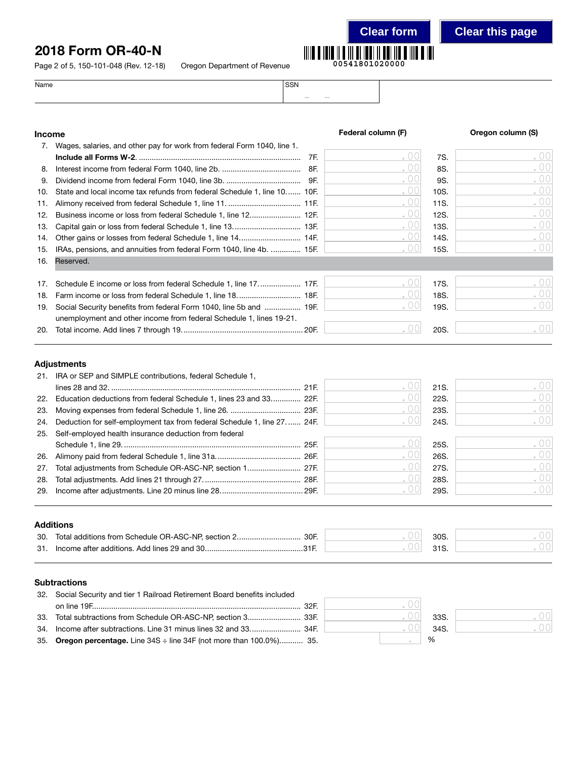# 2018 Form OR-40-N

Page 2 of 5, 150-101-048 (Rev. 12-18) Oregon Department of Revenue

00541801020000

Name | SSN

## Income

| | | | Federal column (F) | | Oregon column (S) |
|---|---|---|---|---|---|
| 7. | Wages, salaries, and other pay for work from federal Form 1040, line 1. **Include all Forms W-2.** | 7F. | .00 | 7S. | .00 |
| 8. | Interest income from federal Form 1040, line 2b. | 8F. | .00 | 8S. | .00 |
| 9. | Dividend income from federal Form 1040, line 3b. | 9F. | .00 | 9S. | .00 |
| 10. | State and local income tax refunds from federal Schedule 1, line 10. | 10F. | .00 | 10S. | .00 |
| 11. | Alimony received from federal Schedule 1, line 11. | 11F. | .00 | 11S. | .00 |
| 12. | Business income or loss from federal Schedule 1, line 12. | 12F. | .00 | 12S. | .00 |
| 13. | Capital gain or loss from federal Schedule 1, line 13. | 13F. | .00 | 13S. | .00 |
| 14. | Other gains or losses from federal Schedule 1, line 14. | 14F. | .00 | 14S. | .00 |
| 15. | IRAs, pensions, and annuities from federal Form 1040, line 4b. | 15F. | .00 | 15S. | .00 |
| 16. | Reserved. | | | | |
| 17. | Schedule E income or loss from federal Schedule 1, line 17. | 17F. | .00 | 17S. | .00 |
| 18. | Farm income or loss from federal Schedule 1, line 18. | 18F. | .00 | 18S. | .00 |
| 19. | Social Security benefits from federal Form 1040, line 5b and unemployment and other income from federal Schedule 1, lines 19-21. | 19F. | .00 | 19S. | .00 |
| 20. | Total income. Add lines 7 through 19. | 20F. | .00 | 20S. | .00 |

## Adjustments

| | | | Federal column (F) | | Oregon column (S) |
|---|---|---|---|---|---|
| 21. | IRA or SEP and SIMPLE contributions, federal Schedule 1, lines 28 and 32. | 21F. | .00 | 21S. | .00 |
| 22. | Education deductions from federal Schedule 1, lines 23 and 33. | 22F. | .00 | 22S. | .00 |
| 23. | Moving expenses from federal Schedule 1, line 26. | 23F. | .00 | 23S. | .00 |
| 24. | Deduction for self-employment tax from federal Schedule 1, line 27. | 24F. | .00 | 24S. | .00 |
| 25. | Self-employed health insurance deduction from federal Schedule 1, line 29. | 25F. | .00 | 25S. | .00 |
| 26. | Alimony paid from federal Schedule 1, line 31a. | 26F. | .00 | 26S. | .00 |
| 27. | Total adjustments from Schedule OR-ASC-NP, section 1. | 27F. | .00 | 27S. | .00 |
| 28. | Total adjustments. Add lines 21 through 27. | 28F. | .00 | 28S. | .00 |
| 29. | Income after adjustments. Line 20 minus line 28. | 29F. | .00 | 29S. | .00 |

## Additions

| | | | Federal column (F) | | Oregon column (S) |
|---|---|---|---|---|---|
| 30. | Total additions from Schedule OR-ASC-NP, section 2. | 30F. | .00 | 30S. | .00 |
| 31. | Income after additions. Add lines 29 and 30. | 31F. | .00 | 31S. | .00 |

## Subtractions

| | | | Federal column (F) | | Oregon column (S) |
|---|---|---|---|---|---|
| 32. | Social Security and tier 1 Railroad Retirement Board benefits included on line 19F. | 32F. | .00 | | |
| 33. | Total subtractions from Schedule OR-ASC-NP, section 3. | 33F. | .00 | 33S. | .00 |
| 34. | Income after subtractions. Line 31 minus lines 32 and 33. | 34F. | .00 | 34S. | .00 |
| 35. | **Oregon percentage.** Line 34S ÷ line 34F (not more than 100.0%). | 35. | . % | | |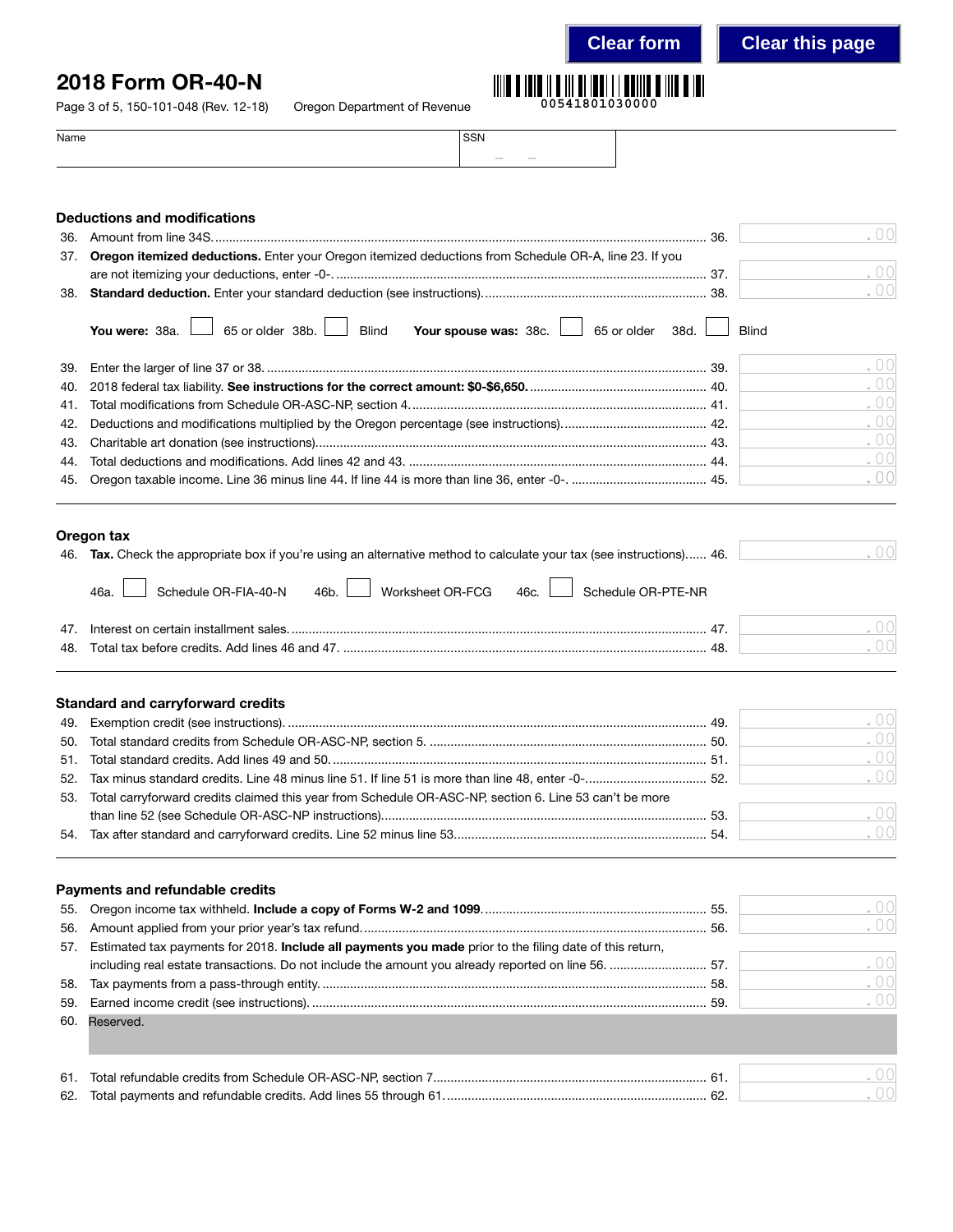# 2018 Form OR-40-N

Page 3 of 5, 150-101-048 (Rev. 12-18) Oregon Department of Revenue

00541801030000

Name | SSN

## Deductions and modifications

36. Amount from line 34S. .......... 36. .00
37. **Oregon itemized deductions.** Enter your Oregon itemized deductions from Schedule OR-A, line 23. If you are not itemizing your deductions, enter -0-. .......... 37. .00
38. **Standard deduction.** Enter your standard deduction (see instructions). .......... 38. .00

**You were:** 38a. ☐ 65 or older 38b. ☐ Blind **Your spouse was:** 38c. ☐ 65 or older 38d. ☐ Blind

39. Enter the larger of line 37 or 38. .......... 39. .00
40. 2018 federal tax liability. **See instructions for the correct amount: $0-$6,650.** .......... 40. .00
41. Total modifications from Schedule OR-ASC-NP, section 4. .......... 41. .00
42. Deductions and modifications multiplied by the Oregon percentage (see instructions). .......... 42. .00
43. Charitable art donation (see instructions). .......... 43. .00
44. Total deductions and modifications. Add lines 42 and 43. .......... 44. .00
45. Oregon taxable income. Line 36 minus line 44. If line 44 is more than line 36, enter -0-. .......... 45. .00

## Oregon tax

46. **Tax.** Check the appropriate box if you're using an alternative method to calculate your tax (see instructions). .......... 46. .00

46a. ☐ Schedule OR-FIA-40-N 46b. ☐ Worksheet OR-FCG 46c. ☐ Schedule OR-PTE-NR

47. Interest on certain installment sales. .......... 47. .00
48. Total tax before credits. Add lines 46 and 47. .......... 48. .00

## Standard and carryforward credits

49. Exemption credit (see instructions). .......... 49. .00
50. Total standard credits from Schedule OR-ASC-NP, section 5. .......... 50. .00
51. Total standard credits. Add lines 49 and 50. .......... 51. .00
52. Tax minus standard credits. Line 48 minus line 51. If line 51 is more than line 48, enter -0-. .......... 52. .00
53. Total carryforward credits claimed this year from Schedule OR-ASC-NP, section 6. Line 53 can't be more than line 52 (see Schedule OR-ASC-NP instructions). .......... 53. .00
54. Tax after standard and carryforward credits. Line 52 minus line 53. .......... 54. .00

## Payments and refundable credits

55. Oregon income tax withheld. **Include a copy of Forms W-2 and 1099.** .......... 55. .00
56. Amount applied from your prior year's tax refund. .......... 56. .00
57. Estimated tax payments for 2018. **Include all payments you made** prior to the filing date of this return, including real estate transactions. Do not include the amount you already reported on line 56. .......... 57. .00
58. Tax payments from a pass-through entity. .......... 58. .00
59. Earned income credit (see instructions). .......... 59. .00
60. Reserved.
61. Total refundable credits from Schedule OR-ASC-NP, section 7. .......... 61. .00
62. Total payments and refundable credits. Add lines 55 through 61. .......... 62. .00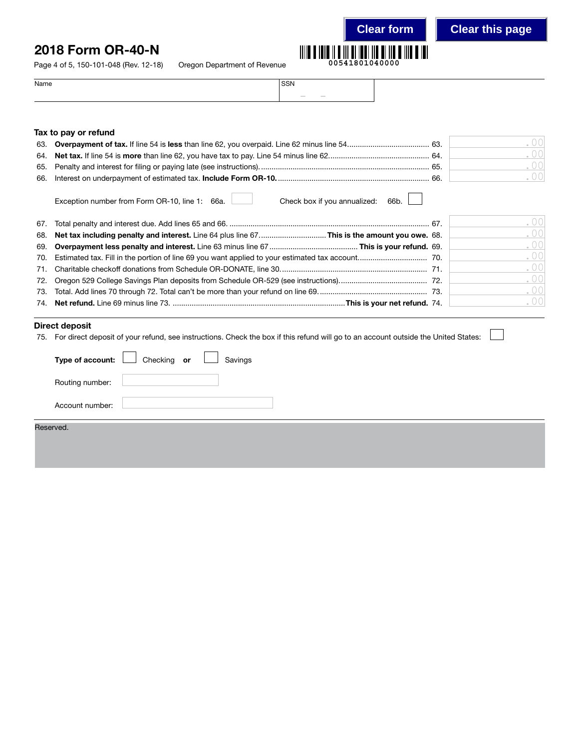# 2018 Form OR-40-N

Page 4 of 5, 150-101-048 (Rev. 12-18) Oregon Department of Revenue

00541801040000

Name

SSN

## Tax to pay or refund

63. **Overpayment of tax.** If line 54 is **less** than line 62, you overpaid. Line 62 minus line 54 .......... 63. .00
64. **Net tax.** If line 54 is **more** than line 62, you have tax to pay. Line 54 minus line 62 .......... 64. .00
65. Penalty and interest for filing or paying late (see instructions) .......... 65. .00
66. Interest on underpayment of estimated tax. **Include Form OR-10.** .......... 66. .00

    Exception number from Form OR-10, line 1: 66a. ☐ Check box if you annualized: 66b. ☐

67. Total penalty and interest due. Add lines 65 and 66 .......... 67. .00
68. **Net tax including penalty and interest.** Line 64 plus line 67 .......... **This is the amount you owe.** 68. .00
69. **Overpayment less penalty and interest.** Line 63 minus line 67 .......... **This is your refund.** 69. .00
70. Estimated tax. Fill in the portion of line 69 you want applied to your estimated tax account .......... 70. .00
71. Charitable checkoff donations from Schedule OR-DONATE, line 30 .......... 71. .00
72. Oregon 529 College Savings Plan deposits from Schedule OR-529 (see instructions) .......... 72. .00
73. Total. Add lines 70 through 72. Total can't be more than your refund on line 69 .......... 73. .00
74. **Net refund.** Line 69 minus line 73 .......... **This is your net refund.** 74. .00

## Direct deposit

75. For direct deposit of your refund, see instructions. Check the box if this refund will go to an account outside the United States: ☐

    **Type of account:** ☐ Checking **or** ☐ Savings

    Routing number:

    Account number:

Reserved.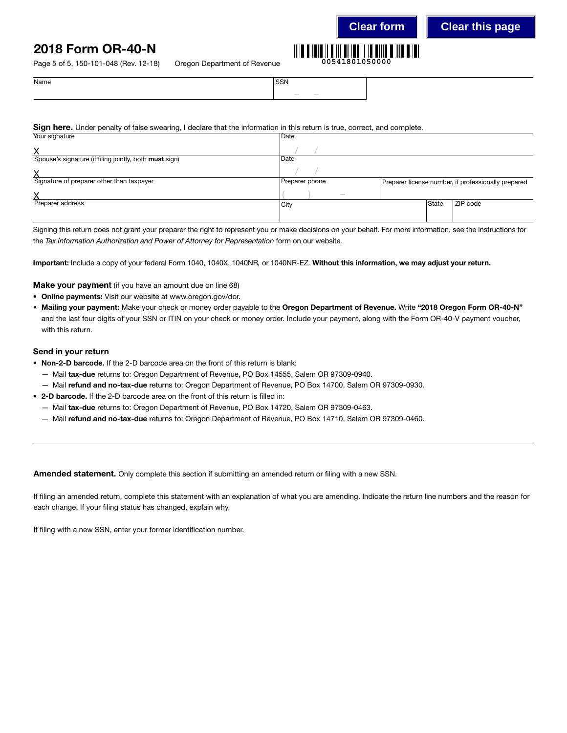# 2018 Form OR-40-N

150-101-048 (Rev. 12-18) Oregon Department of Revenue

00541801050000

| Name | SSN |
|---|---|
| | – – |

**Sign here.** Under penalty of false swearing, I declare that the information in this return is true, correct, and complete.

| | | | | |
|---|---|---|---|---|
| Your signature<br>X | Date<br>/ / | | | |
| Spouse's signature (if filing jointly, both **must** sign)<br>X | Date<br>/ / | | | |
| Signature of preparer other than taxpayer<br>X | Preparer phone<br>( ) – | Preparer license number, if professionally prepared | | |
| Preparer address | City | | State | ZIP code |

Signing this return does not grant your preparer the right to represent you or make decisions on your behalf. For more information, see the instructions for the *Tax Information Authorization and Power of Attorney for Representation* form on our website.

**Important:** Include a copy of your federal Form 1040, 1040X, 1040NR, or 1040NR-EZ. **Without this information, we may adjust your return.**

**Make your payment** (if you have an amount due on line 68)

- **Online payments:** Visit our website at www.oregon.gov/dor.
- **Mailing your payment:** Make your check or money order payable to the **Oregon Department of Revenue.** Write **"2018 Oregon Form OR-40-N"** and the last four digits of your SSN or ITIN on your check or money order. Include your payment, along with the Form OR-40-V payment voucher, with this return.

**Send in your return**

- **Non-2-D barcode.** If the 2-D barcode area on the front of this return is blank:
  - Mail **tax-due** returns to: Oregon Department of Revenue, PO Box 14555, Salem OR 97309-0940.
  - Mail **refund and no-tax-due** returns to: Oregon Department of Revenue, PO Box 14700, Salem OR 97309-0930.
- **2-D barcode.** If the 2-D barcode area on the front of this return is filled in:
  - Mail **tax-due** returns to: Oregon Department of Revenue, PO Box 14720, Salem OR 97309-0463.
  - Mail **refund and no-tax-due** returns to: Oregon Department of Revenue, PO Box 14710, Salem OR 97309-0460.

---

**Amended statement.** Only complete this section if submitting an amended return or filing with a new SSN.

If filing an amended return, complete this statement with an explanation of what you are amending. Indicate the return line numbers and the reason for each change. If your filing status has changed, explain why.

If filing with a new SSN, enter your former identification number.